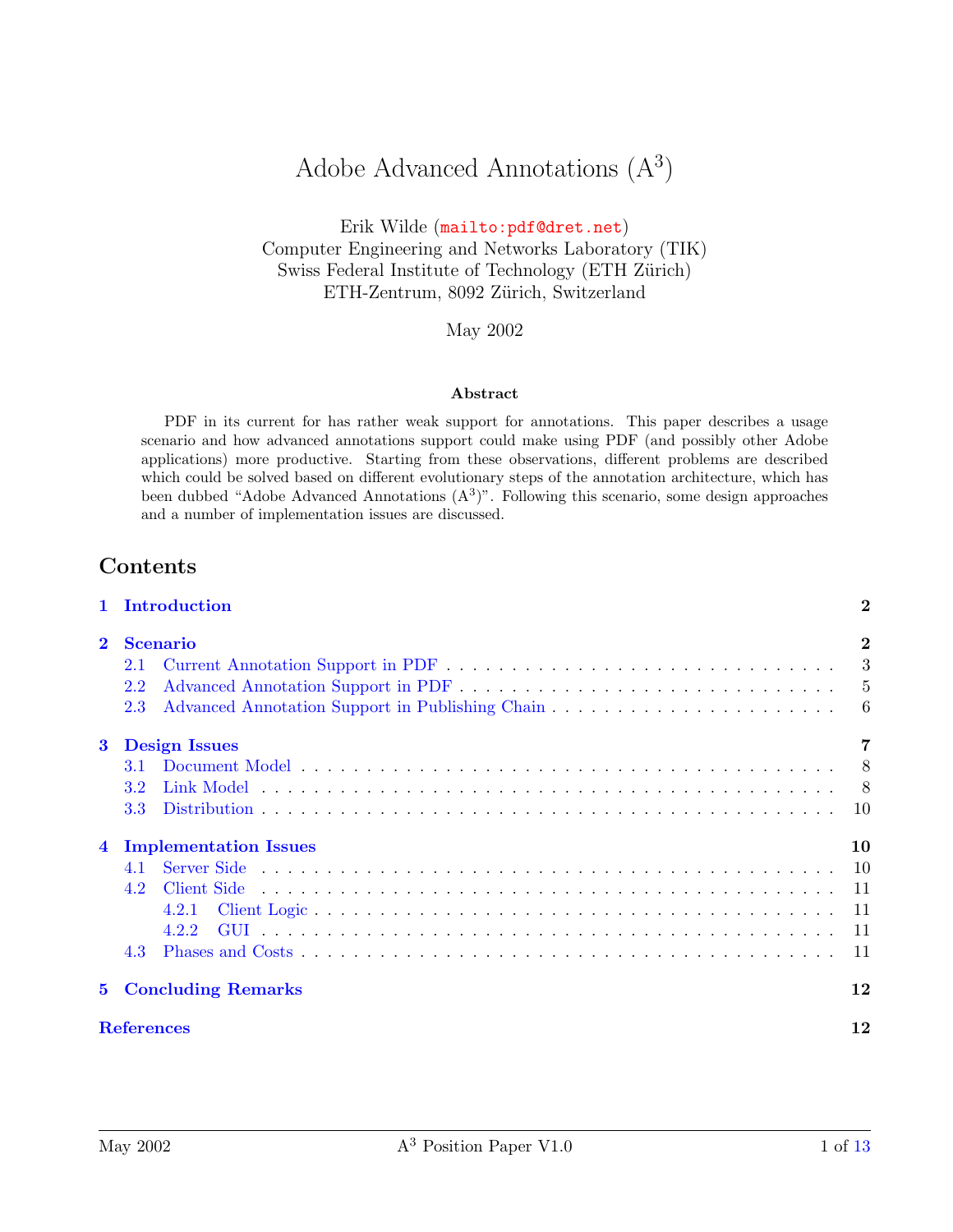# Adobe Advanced Annotations ($A^3$)

Erik Wilde (mailto:pdf@dret.net)
Computer Engineering and Networks Laboratory (TIK)
Swiss Federal Institute of Technology (ETH Zürich)
ETH-Zentrum, 8092 Zürich, Switzerland

May 2002

**Abstract**

PDF in its current for has rather weak support for annotations. This paper describes a usage scenario and how advanced annotations support could make using PDF (and possibly other Adobe applications) more productive. Starting from these observations, different problems are described which could be solved based on different evolutionary steps of the annotation architecture, which has been dubbed "Adobe Advanced Annotations ($A^3$)". Following this scenario, some design approaches and a number of implementation issues are discussed.

## Contents

- **1 Introduction** — 2
- **2 Scenario** — 2
  - 2.1 Current Annotation Support in PDF — 3
  - 2.2 Advanced Annotation Support in PDF — 5
  - 2.3 Advanced Annotation Support in Publishing Chain — 6
- **3 Design Issues** — 7
  - 3.1 Document Model — 8
  - 3.2 Link Model — 8
  - 3.3 Distribution — 10
- **4 Implementation Issues** — 10
  - 4.1 Server Side — 10
  - 4.2 Client Side — 11
    - 4.2.1 Client Logic — 11
    - 4.2.2 GUI — 11
  - 4.3 Phases and Costs — 11
- **5 Concluding Remarks** — 12
- **References** — 12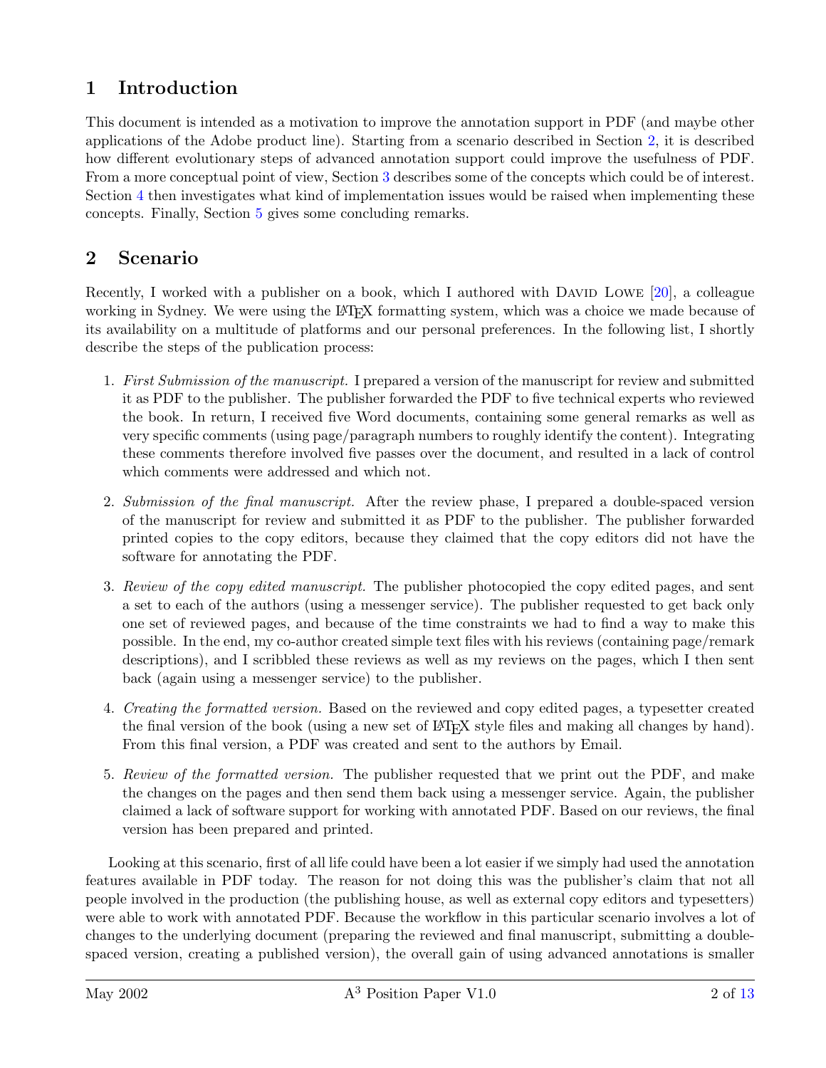# 1 Introduction

This document is intended as a motivation to improve the annotation support in PDF (and maybe other applications of the Adobe product line). Starting from a scenario described in Section 2, it is described how different evolutionary steps of advanced annotation support could improve the usefulness of PDF. From a more conceptual point of view, Section 3 describes some of the concepts which could be of interest. Section 4 then investigates what kind of implementation issues would be raised when implementing these concepts. Finally, Section 5 gives some concluding remarks.

# 2 Scenario

Recently, I worked with a publisher on a book, which I authored with David Lowe [20], a colleague working in Sydney. We were using the LaTeX formatting system, which was a choice we made because of its availability on a multitude of platforms and our personal preferences. In the following list, I shortly describe the steps of the publication process:

1. *First Submission of the manuscript.* I prepared a version of the manuscript for review and submitted it as PDF to the publisher. The publisher forwarded the PDF to five technical experts who reviewed the book. In return, I received five Word documents, containing some general remarks as well as very specific comments (using page/paragraph numbers to roughly identify the content). Integrating these comments therefore involved five passes over the document, and resulted in a lack of control which comments were addressed and which not.

2. *Submission of the final manuscript.* After the review phase, I prepared a double-spaced version of the manuscript for review and submitted it as PDF to the publisher. The publisher forwarded printed copies to the copy editors, because they claimed that the copy editors did not have the software for annotating the PDF.

3. *Review of the copy edited manuscript.* The publisher photocopied the copy edited pages, and sent a set to each of the authors (using a messenger service). The publisher requested to get back only one set of reviewed pages, and because of the time constraints we had to find a way to make this possible. In the end, my co-author created simple text files with his reviews (containing page/remark descriptions), and I scribbled these reviews as well as my reviews on the pages, which I then sent back (again using a messenger service) to the publisher.

4. *Creating the formatted version.* Based on the reviewed and copy edited pages, a typesetter created the final version of the book (using a new set of LaTeX style files and making all changes by hand). From this final version, a PDF was created and sent to the authors by Email.

5. *Review of the formatted version.* The publisher requested that we print out the PDF, and make the changes on the pages and then send them back using a messenger service. Again, the publisher claimed a lack of software support for working with annotated PDF. Based on our reviews, the final version has been prepared and printed.

Looking at this scenario, first of all life could have been a lot easier if we simply had used the annotation features available in PDF today. The reason for not doing this was the publisher's claim that not all people involved in the production (the publishing house, as well as external copy editors and typesetters) were able to work with annotated PDF. Because the workflow in this particular scenario involves a lot of changes to the underlying document (preparing the reviewed and final manuscript, submitting a double-spaced version, creating a published version), the overall gain of using advanced annotations is smaller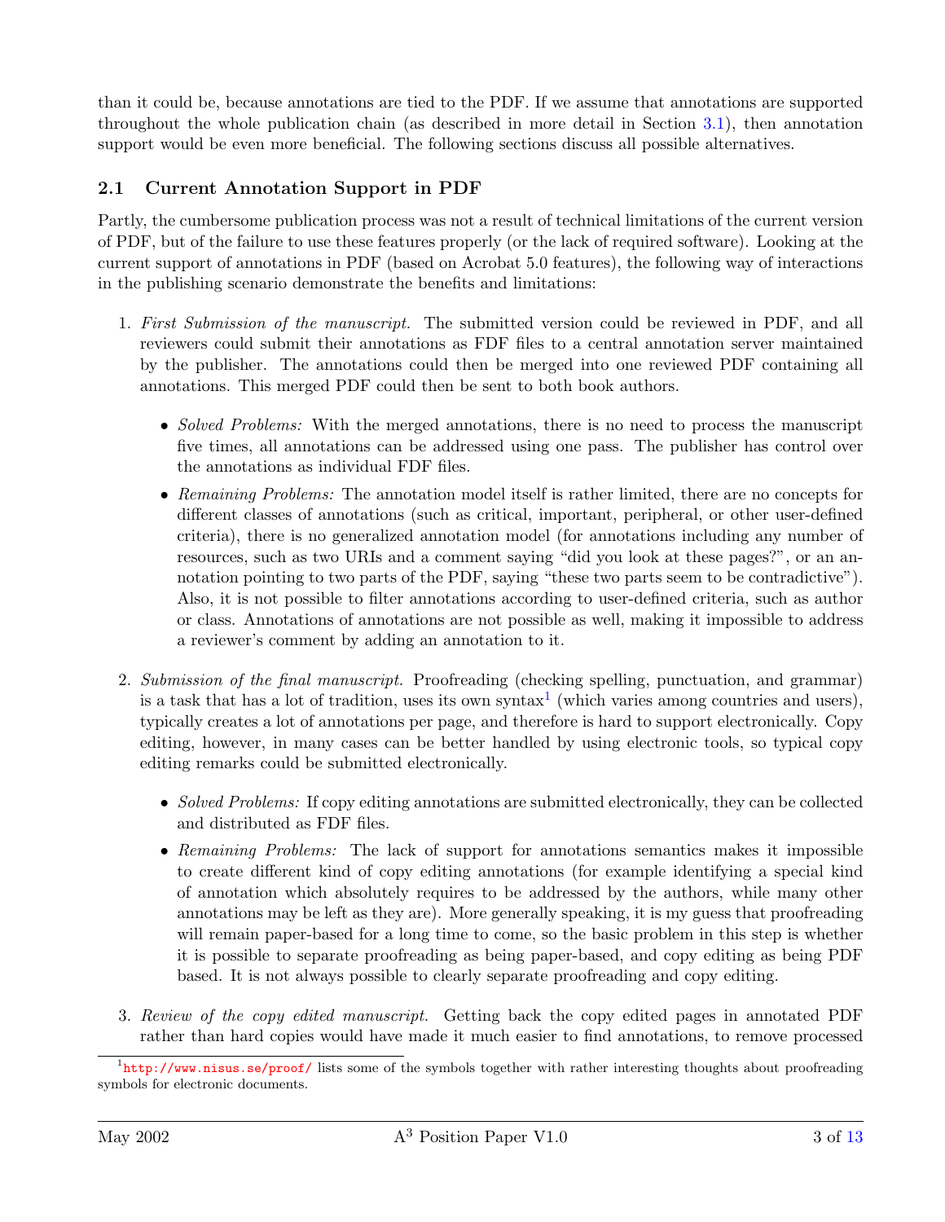than it could be, because annotations are tied to the PDF. If we assume that annotations are supported throughout the whole publication chain (as described in more detail in Section 3.1), then annotation support would be even more beneficial. The following sections discuss all possible alternatives.

## 2.1 Current Annotation Support in PDF

Partly, the cumbersome publication process was not a result of technical limitations of the current version of PDF, but of the failure to use these features properly (or the lack of required software). Looking at the current support of annotations in PDF (based on Acrobat 5.0 features), the following way of interactions in the publishing scenario demonstrate the benefits and limitations:

1. *First Submission of the manuscript.* The submitted version could be reviewed in PDF, and all reviewers could submit their annotations as FDF files to a central annotation server maintained by the publisher. The annotations could then be merged into one reviewed PDF containing all annotations. This merged PDF could then be sent to both book authors.

   - *Solved Problems:* With the merged annotations, there is no need to process the manuscript five times, all annotations can be addressed using one pass. The publisher has control over the annotations as individual FDF files.
   - *Remaining Problems:* The annotation model itself is rather limited, there are no concepts for different classes of annotations (such as critical, important, peripheral, or other user-defined criteria), there is no generalized annotation model (for annotations including any number of resources, such as two URIs and a comment saying "did you look at these pages?", or an annotation pointing to two parts of the PDF, saying "these two parts seem to be contradictive"). Also, it is not possible to filter annotations according to user-defined criteria, such as author or class. Annotations of annotations are not possible as well, making it impossible to address a reviewer's comment by adding an annotation to it.

2. *Submission of the final manuscript.* Proofreading (checking spelling, punctuation, and grammar) is a task that has a lot of tradition, uses its own syntax[1] (which varies among countries and users), typically creates a lot of annotations per page, and therefore is hard to support electronically. Copy editing, however, in many cases can be better handled by using electronic tools, so typical copy editing remarks could be submitted electronically.

   - *Solved Problems:* If copy editing annotations are submitted electronically, they can be collected and distributed as FDF files.
   - *Remaining Problems:* The lack of support for annotations semantics makes it impossible to create different kind of copy editing annotations (for example identifying a special kind of annotation which absolutely requires to be addressed by the authors, while many other annotations may be left as they are). More generally speaking, it is my guess that proofreading will remain paper-based for a long time to come, so the basic problem in this step is whether it is possible to separate proofreading as being paper-based, and copy editing as being PDF based. It is not always possible to clearly separate proofreading and copy editing.

3. *Review of the copy edited manuscript.* Getting back the copy edited pages in annotated PDF rather than hard copies would have made it much easier to find annotations, to remove processed

[1] http://www.nisus.se/proof/ lists some of the symbols together with rather interesting thoughts about proofreading symbols for electronic documents.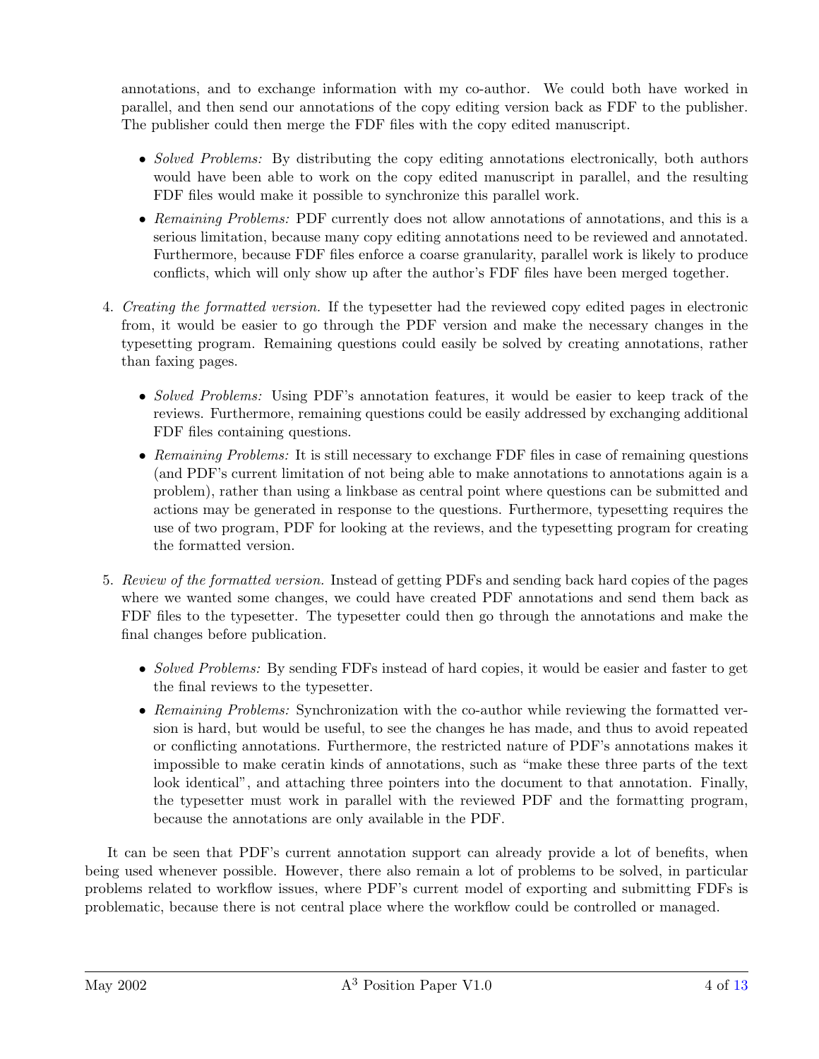annotations, and to exchange information with my co-author. We could both have worked in parallel, and then send our annotations of the copy editing version back as FDF to the publisher. The publisher could then merge the FDF files with the copy edited manuscript.

- *Solved Problems:* By distributing the copy editing annotations electronically, both authors would have been able to work on the copy edited manuscript in parallel, and the resulting FDF files would make it possible to synchronize this parallel work.
- *Remaining Problems:* PDF currently does not allow annotations of annotations, and this is a serious limitation, because many copy editing annotations need to be reviewed and annotated. Furthermore, because FDF files enforce a coarse granularity, parallel work is likely to produce conflicts, which will only show up after the author's FDF files have been merged together.

4. *Creating the formatted version.* If the typesetter had the reviewed copy edited pages in electronic from, it would be easier to go through the PDF version and make the necessary changes in the typesetting program. Remaining questions could easily be solved by creating annotations, rather than faxing pages.

   - *Solved Problems:* Using PDF's annotation features, it would be easier to keep track of the reviews. Furthermore, remaining questions could be easily addressed by exchanging additional FDF files containing questions.
   - *Remaining Problems:* It is still necessary to exchange FDF files in case of remaining questions (and PDF's current limitation of not being able to make annotations to annotations again is a problem), rather than using a linkbase as central point where questions can be submitted and actions may be generated in response to the questions. Furthermore, typesetting requires the use of two program, PDF for looking at the reviews, and the typesetting program for creating the formatted version.

5. *Review of the formatted version.* Instead of getting PDFs and sending back hard copies of the pages where we wanted some changes, we could have created PDF annotations and send them back as FDF files to the typesetter. The typesetter could then go through the annotations and make the final changes before publication.

   - *Solved Problems:* By sending FDFs instead of hard copies, it would be easier and faster to get the final reviews to the typesetter.
   - *Remaining Problems:* Synchronization with the co-author while reviewing the formatted version is hard, but would be useful, to see the changes he has made, and thus to avoid repeated or conflicting annotations. Furthermore, the restricted nature of PDF's annotations makes it impossible to make ceratin kinds of annotations, such as "make these three parts of the text look identical", and attaching three pointers into the document to that annotation. Finally, the typesetter must work in parallel with the reviewed PDF and the formatting program, because the annotations are only available in the PDF.

It can be seen that PDF's current annotation support can already provide a lot of benefits, when being used whenever possible. However, there also remain a lot of problems to be solved, in particular problems related to workflow issues, where PDF's current model of exporting and submitting FDFs is problematic, because there is not central place where the workflow could be controlled or managed.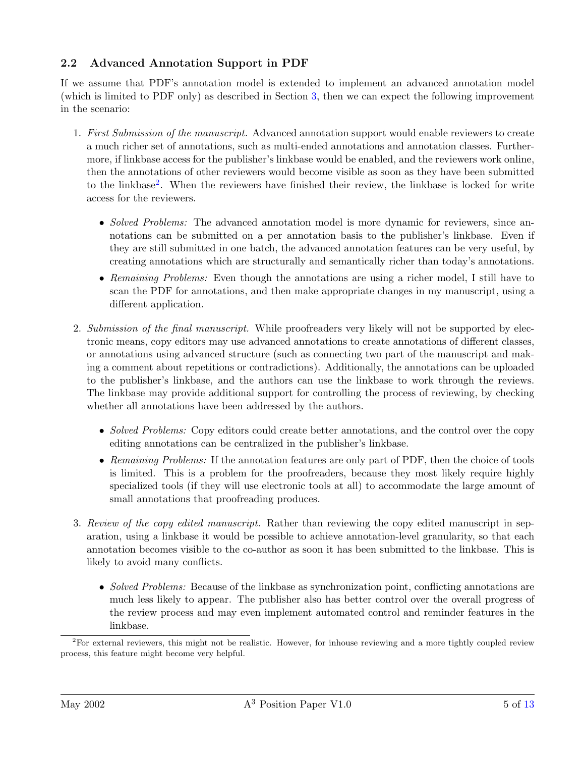## 2.2 Advanced Annotation Support in PDF

If we assume that PDF's annotation model is extended to implement an advanced annotation model (which is limited to PDF only) as described in Section 3, then we can expect the following improvement in the scenario:

1. *First Submission of the manuscript.* Advanced annotation support would enable reviewers to create a much richer set of annotations, such as multi-ended annotations and annotation classes. Furthermore, if linkbase access for the publisher's linkbase would be enabled, and the reviewers work online, then the annotations of other reviewers would become visible as soon as they have been submitted to the linkbase[2]. When the reviewers have finished their review, the linkbase is locked for write access for the reviewers.

   - *Solved Problems:* The advanced annotation model is more dynamic for reviewers, since annotations can be submitted on a per annotation basis to the publisher's linkbase. Even if they are still submitted in one batch, the advanced annotation features can be very useful, by creating annotations which are structurally and semantically richer than today's annotations.
   - *Remaining Problems:* Even though the annotations are using a richer model, I still have to scan the PDF for annotations, and then make appropriate changes in my manuscript, using a different application.

2. *Submission of the final manuscript.* While proofreaders very likely will not be supported by electronic means, copy editors may use advanced annotations to create annotations of different classes, or annotations using advanced structure (such as connecting two part of the manuscript and making a comment about repetitions or contradictions). Additionally, the annotations can be uploaded to the publisher's linkbase, and the authors can use the linkbase to work through the reviews. The linkbase may provide additional support for controlling the process of reviewing, by checking whether all annotations have been addressed by the authors.

   - *Solved Problems:* Copy editors could create better annotations, and the control over the copy editing annotations can be centralized in the publisher's linkbase.
   - *Remaining Problems:* If the annotation features are only part of PDF, then the choice of tools is limited. This is a problem for the proofreaders, because they most likely require highly specialized tools (if they will use electronic tools at all) to accommodate the large amount of small annotations that proofreading produces.

3. *Review of the copy edited manuscript.* Rather than reviewing the copy edited manuscript in separation, using a linkbase it would be possible to achieve annotation-level granularity, so that each annotation becomes visible to the co-author as soon it has been submitted to the linkbase. This is likely to avoid many conflicts.

   - *Solved Problems:* Because of the linkbase as synchronization point, conflicting annotations are much less likely to appear. The publisher also has better control over the overall progress of the review process and may even implement automated control and reminder features in the linkbase.

[2] For external reviewers, this might not be realistic. However, for inhouse reviewing and a more tightly coupled review process, this feature might become very helpful.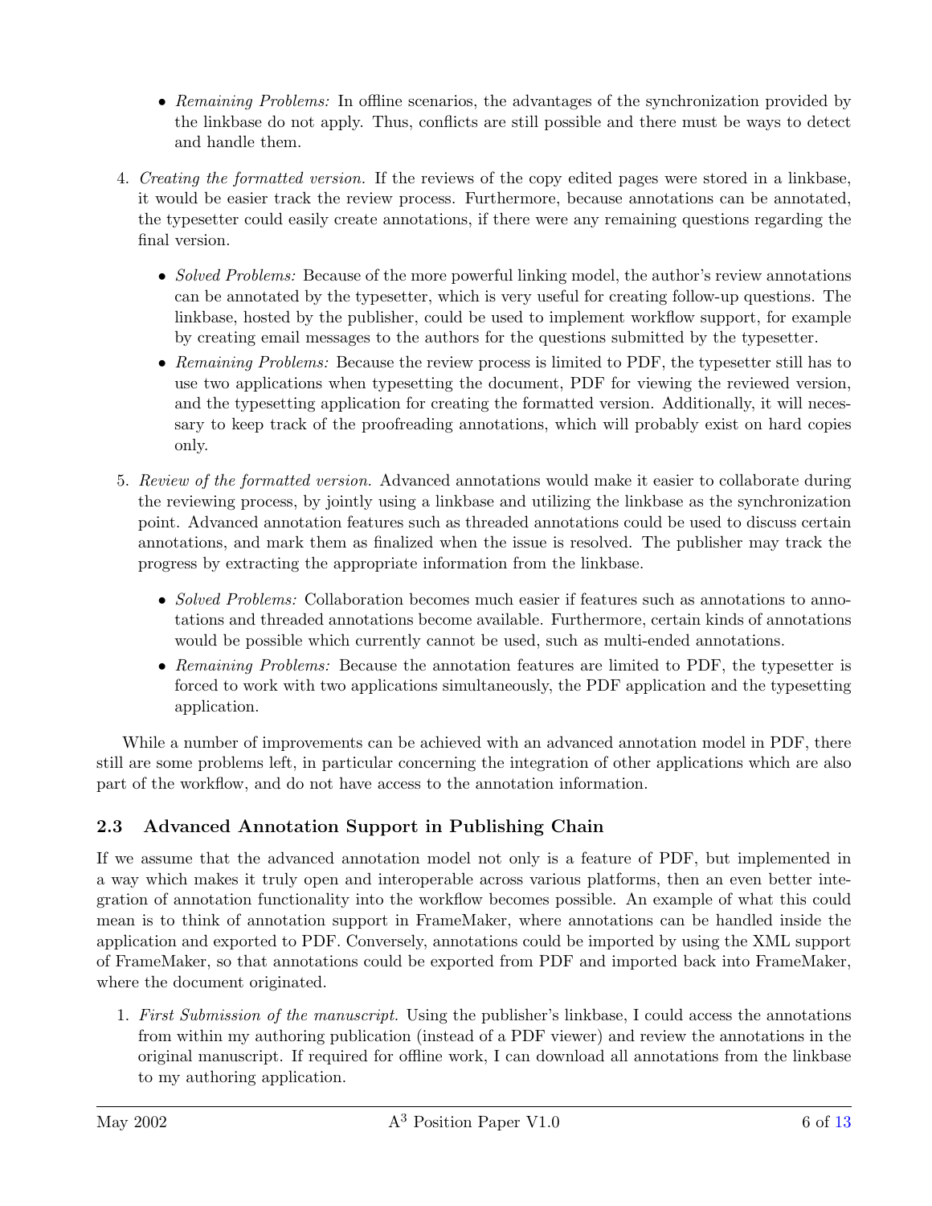- *Remaining Problems:* In offline scenarios, the advantages of the synchronization provided by the linkbase do not apply. Thus, conflicts are still possible and there must be ways to detect and handle them.

4. *Creating the formatted version.* If the reviews of the copy edited pages were stored in a linkbase, it would be easier track the review process. Furthermore, because annotations can be annotated, the typesetter could easily create annotations, if there were any remaining questions regarding the final version.

   - *Solved Problems:* Because of the more powerful linking model, the author's review annotations can be annotated by the typesetter, which is very useful for creating follow-up questions. The linkbase, hosted by the publisher, could be used to implement workflow support, for example by creating email messages to the authors for the questions submitted by the typesetter.
   - *Remaining Problems:* Because the review process is limited to PDF, the typesetter still has to use two applications when typesetting the document, PDF for viewing the reviewed version, and the typesetting application for creating the formatted version. Additionally, it will necessary to keep track of the proofreading annotations, which will probably exist on hard copies only.

5. *Review of the formatted version.* Advanced annotations would make it easier to collaborate during the reviewing process, by jointly using a linkbase and utilizing the linkbase as the synchronization point. Advanced annotation features such as threaded annotations could be used to discuss certain annotations, and mark them as finalized when the issue is resolved. The publisher may track the progress by extracting the appropriate information from the linkbase.

   - *Solved Problems:* Collaboration becomes much easier if features such as annotations to annotations and threaded annotations become available. Furthermore, certain kinds of annotations would be possible which currently cannot be used, such as multi-ended annotations.
   - *Remaining Problems:* Because the annotation features are limited to PDF, the typesetter is forced to work with two applications simultaneously, the PDF application and the typesetting application.

While a number of improvements can be achieved with an advanced annotation model in PDF, there still are some problems left, in particular concerning the integration of other applications which are also part of the workflow, and do not have access to the annotation information.

### 2.3 Advanced Annotation Support in Publishing Chain

If we assume that the advanced annotation model not only is a feature of PDF, but implemented in a way which makes it truly open and interoperable across various platforms, then an even better integration of annotation functionality into the workflow becomes possible. An example of what this could mean is to think of annotation support in FrameMaker, where annotations can be handled inside the application and exported to PDF. Conversely, annotations could be imported by using the XML support of FrameMaker, so that annotations could be exported from PDF and imported back into FrameMaker, where the document originated.

1. *First Submission of the manuscript.* Using the publisher's linkbase, I could access the annotations from within my authoring publication (instead of a PDF viewer) and review the annotations in the original manuscript. If required for offline work, I can download all annotations from the linkbase to my authoring application.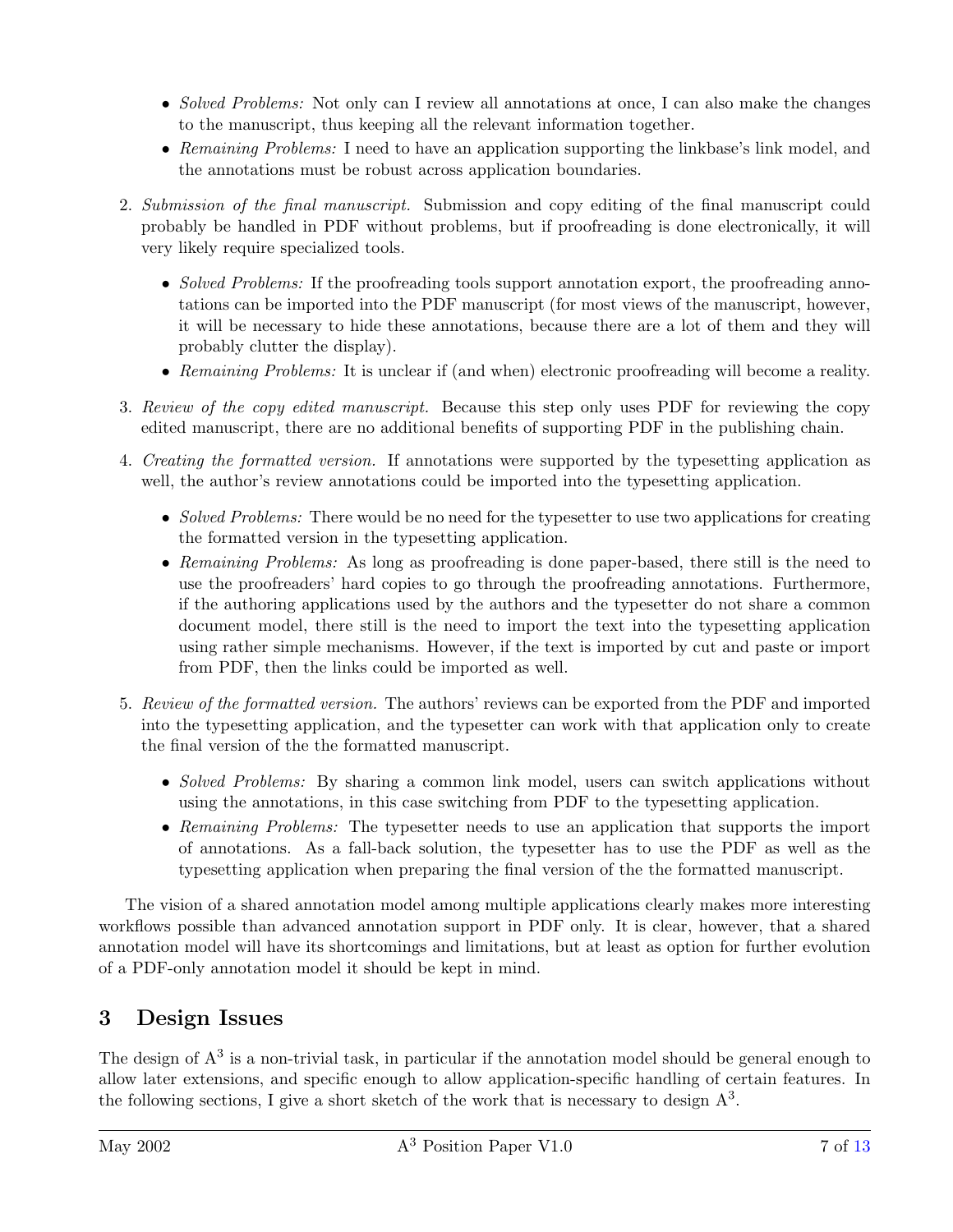- *Solved Problems:* Not only can I review all annotations at once, I can also make the changes to the manuscript, thus keeping all the relevant information together.
- *Remaining Problems:* I need to have an application supporting the linkbase's link model, and the annotations must be robust across application boundaries.

2. *Submission of the final manuscript.* Submission and copy editing of the final manuscript could probably be handled in PDF without problems, but if proofreading is done electronically, it will very likely require specialized tools.

   - *Solved Problems:* If the proofreading tools support annotation export, the proofreading annotations can be imported into the PDF manuscript (for most views of the manuscript, however, it will be necessary to hide these annotations, because there are a lot of them and they will probably clutter the display).
   - *Remaining Problems:* It is unclear if (and when) electronic proofreading will become a reality.

3. *Review of the copy edited manuscript.* Because this step only uses PDF for reviewing the copy edited manuscript, there are no additional benefits of supporting PDF in the publishing chain.

4. *Creating the formatted version.* If annotations were supported by the typesetting application as well, the author's review annotations could be imported into the typesetting application.

   - *Solved Problems:* There would be no need for the typesetter to use two applications for creating the formatted version in the typesetting application.
   - *Remaining Problems:* As long as proofreading is done paper-based, there still is the need to use the proofreaders' hard copies to go through the proofreading annotations. Furthermore, if the authoring applications used by the authors and the typesetter do not share a common document model, there still is the need to import the text into the typesetting application using rather simple mechanisms. However, if the text is imported by cut and paste or import from PDF, then the links could be imported as well.

5. *Review of the formatted version.* The authors' reviews can be exported from the PDF and imported into the typesetting application, and the typesetter can work with that application only to create the final version of the the formatted manuscript.

   - *Solved Problems:* By sharing a common link model, users can switch applications without using the annotations, in this case switching from PDF to the typesetting application.
   - *Remaining Problems:* The typesetter needs to use an application that supports the import of annotations. As a fall-back solution, the typesetter has to use the PDF as well as the typesetting application when preparing the final version of the the formatted manuscript.

The vision of a shared annotation model among multiple applications clearly makes more interesting workflows possible than advanced annotation support in PDF only. It is clear, however, that a shared annotation model will have its shortcomings and limitations, but at least as option for further evolution of a PDF-only annotation model it should be kept in mind.

## 3 Design Issues

The design of $A^3$ is a non-trivial task, in particular if the annotation model should be general enough to allow later extensions, and specific enough to allow application-specific handling of certain features. In the following sections, I give a short sketch of the work that is necessary to design $A^3$.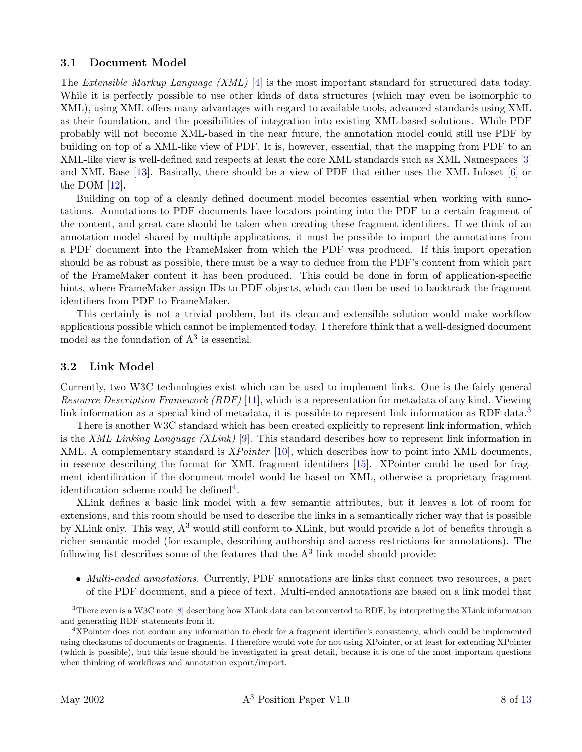### 3.1 Document Model

The *Extensible Markup Language (XML)* [4] is the most important standard for structured data today. While it is perfectly possible to use other kinds of data structures (which may even be isomorphic to XML), using XML offers many advantages with regard to available tools, advanced standards using XML as their foundation, and the possibilities of integration into existing XML-based solutions. While PDF probably will not become XML-based in the near future, the annotation model could still use PDF by building on top of a XML-like view of PDF. It is, however, essential, that the mapping from PDF to an XML-like view is well-defined and respects at least the core XML standards such as XML Namespaces [3] and XML Base [13]. Basically, there should be a view of PDF that either uses the XML Infoset [6] or the DOM [12].

Building on top of a cleanly defined document model becomes essential when working with annotations. Annotations to PDF documents have locators pointing into the PDF to a certain fragment of the content, and great care should be taken when creating these fragment identifiers. If we think of an annotation model shared by multiple applications, it must be possible to import the annotations from a PDF document into the FrameMaker from which the PDF was produced. If this import operation should be as robust as possible, there must be a way to deduce from the PDF's content from which part of the FrameMaker content it has been produced. This could be done in form of application-specific hints, where FrameMaker assign IDs to PDF objects, which can then be used to backtrack the fragment identifiers from PDF to FrameMaker.

This certainly is not a trivial problem, but its clean and extensible solution would make workflow applications possible which cannot be implemented today. I therefore think that a well-designed document model as the foundation of $A^3$ is essential.

### 3.2 Link Model

Currently, two W3C technologies exist which can be used to implement links. One is the fairly general *Resource Description Framework (RDF)* [11], which is a representation for metadata of any kind. Viewing link information as a special kind of metadata, it is possible to represent link information as RDF data.[3]

There is another W3C standard which has been created explicitly to represent link information, which is the *XML Linking Language (XLink)* [9]. This standard describes how to represent link information in XML. A complementary standard is *XPointer* [10], which describes how to point into XML documents, in essence describing the format for XML fragment identifiers [15]. XPointer could be used for fragment identification if the document model would be based on XML, otherwise a proprietary fragment identification scheme could be defined[4].

XLink defines a basic link model with a few semantic attributes, but it leaves a lot of room for extensions, and this room should be used to describe the links in a semantically richer way that is possible by XLink only. This way, $A^3$ would still conform to XLink, but would provide a lot of benefits through a richer semantic model (for example, describing authorship and access restrictions for annotations). The following list describes some of the features that the $A^3$ link model should provide:

- *Multi-ended annotations.* Currently, PDF annotations are links that connect two resources, a part of the PDF document, and a piece of text. Multi-ended annotations are based on a link model that

---

[3] There even is a W3C note [8] describing how XLink data can be converted to RDF, by interpreting the XLink information and generating RDF statements from it.

[4] XPointer does not contain any information to check for a fragment identifier's consistency, which could be implemented using checksums of documents or fragments. I therefore would vote for not using XPointer, or at least for extending XPointer (which is possible), but this issue should be investigated in great detail, because it is one of the most important questions when thinking of workflows and annotation export/import.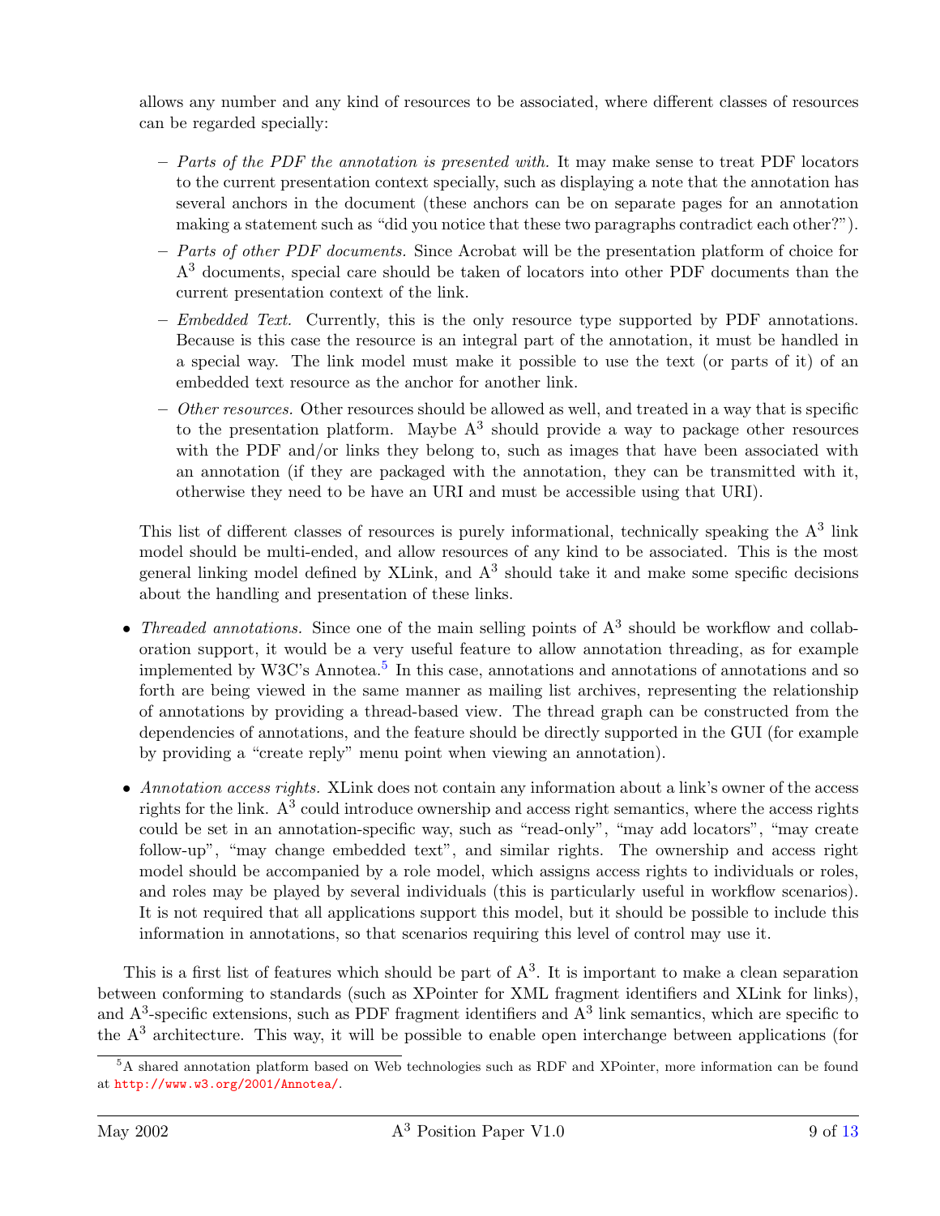allows any number and any kind of resources to be associated, where different classes of resources can be regarded specially:

  - *Parts of the PDF the annotation is presented with.* It may make sense to treat PDF locators to the current presentation context specially, such as displaying a note that the annotation has several anchors in the document (these anchors can be on separate pages for an annotation making a statement such as "did you notice that these two paragraphs contradict each other?").
  - *Parts of other PDF documents.* Since Acrobat will be the presentation platform of choice for $A^3$ documents, special care should be taken of locators into other PDF documents than the current presentation context of the link.
  - *Embedded Text.* Currently, this is the only resource type supported by PDF annotations. Because is this case the resource is an integral part of the annotation, it must be handled in a special way. The link model must make it possible to use the text (or parts of it) of an embedded text resource as the anchor for another link.
  - *Other resources.* Other resources should be allowed as well, and treated in a way that is specific to the presentation platform. Maybe $A^3$ should provide a way to package other resources with the PDF and/or links they belong to, such as images that have been associated with an annotation (if they are packaged with the annotation, they can be transmitted with it, otherwise they need to be have an URI and must be accessible using that URI).

  This list of different classes of resources is purely informational, technically speaking the $A^3$ link model should be multi-ended, and allow resources of any kind to be associated. This is the most general linking model defined by XLink, and $A^3$ should take it and make some specific decisions about the handling and presentation of these links.

- *Threaded annotations.* Since one of the main selling points of $A^3$ should be workflow and collaboration support, it would be a very useful feature to allow annotation threading, as for example implemented by W3C's Annotea.[5] In this case, annotations and annotations of annotations and so forth are being viewed in the same manner as mailing list archives, representing the relationship of annotations by providing a thread-based view. The thread graph can be constructed from the dependencies of annotations, and the feature should be directly supported in the GUI (for example by providing a "create reply" menu point when viewing an annotation).

- *Annotation access rights.* XLink does not contain any information about a link's owner of the access rights for the link. $A^3$ could introduce ownership and access right semantics, where the access rights could be set in an annotation-specific way, such as "read-only", "may add locators", "may create follow-up", "may change embedded text", and similar rights. The ownership and access right model should be accompanied by a role model, which assigns access rights to individuals or roles, and roles may be played by several individuals (this is particularly useful in workflow scenarios). It is not required that all applications support this model, but it should be possible to include this information in annotations, so that scenarios requiring this level of control may use it.

This is a first list of features which should be part of $A^3$. It is important to make a clean separation between conforming to standards (such as XPointer for XML fragment identifiers and XLink for links), and $A^3$-specific extensions, such as PDF fragment identifiers and $A^3$ link semantics, which are specific to the $A^3$ architecture. This way, it will be possible to enable open interchange between applications (for

[5] A shared annotation platform based on Web technologies such as RDF and XPointer, more information can be found at http://www.w3.org/2001/Annotea/.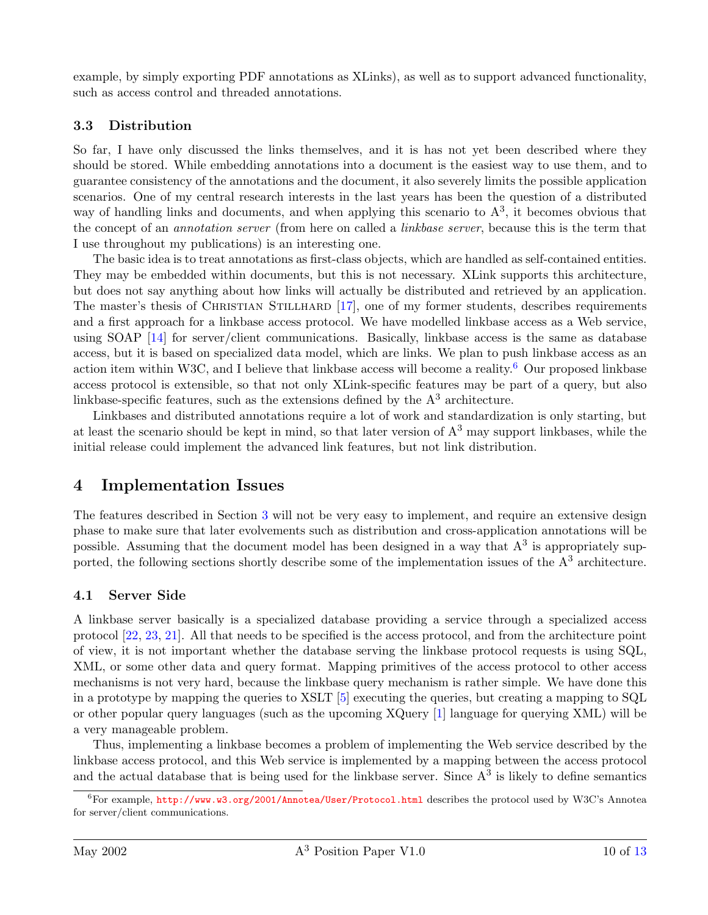example, by simply exporting PDF annotations as XLinks), as well as to support advanced functionality, such as access control and threaded annotations.

### 3.3 Distribution

So far, I have only discussed the links themselves, and it is has not yet been described where they should be stored. While embedding annotations into a document is the easiest way to use them, and to guarantee consistency of the annotations and the document, it also severely limits the possible application scenarios. One of my central research interests in the last years has been the question of a distributed way of handling links and documents, and when applying this scenario to $A^3$, it becomes obvious that the concept of an *annotation server* (from here on called a *linkbase server*, because this is the term that I use throughout my publications) is an interesting one.

The basic idea is to treat annotations as first-class objects, which are handled as self-contained entities. They may be embedded within documents, but this is not necessary. XLink supports this architecture, but does not say anything about how links will actually be distributed and retrieved by an application. The master's thesis of Christian Stillhard [17], one of my former students, describes requirements and a first approach for a linkbase access protocol. We have modelled linkbase access as a Web service, using SOAP [14] for server/client communications. Basically, linkbase access is the same as database access, but it is based on specialized data model, which are links. We plan to push linkbase access as an action item within W3C, and I believe that linkbase access will become a reality.[6] Our proposed linkbase access protocol is extensible, so that not only XLink-specific features may be part of a query, but also linkbase-specific features, such as the extensions defined by the $A^3$ architecture.

Linkbases and distributed annotations require a lot of work and standardization is only starting, but at least the scenario should be kept in mind, so that later version of $A^3$ may support linkbases, while the initial release could implement the advanced link features, but not link distribution.

## 4 Implementation Issues

The features described in Section 3 will not be very easy to implement, and require an extensive design phase to make sure that later evolvements such as distribution and cross-application annotations will be possible. Assuming that the document model has been designed in a way that $A^3$ is appropriately supported, the following sections shortly describe some of the implementation issues of the $A^3$ architecture.

### 4.1 Server Side

A linkbase server basically is a specialized database providing a service through a specialized access protocol [22, 23, 21]. All that needs to be specified is the access protocol, and from the architecture point of view, it is not important whether the database serving the linkbase protocol requests is using SQL, XML, or some other data and query format. Mapping primitives of the access protocol to other access mechanisms is not very hard, because the linkbase query mechanism is rather simple. We have done this in a prototype by mapping the queries to XSLT [5] executing the queries, but creating a mapping to SQL or other popular query languages (such as the upcoming XQuery [1] language for querying XML) will be a very manageable problem.

Thus, implementing a linkbase becomes a problem of implementing the Web service described by the linkbase access protocol, and this Web service is implemented by a mapping between the access protocol and the actual database that is being used for the linkbase server. Since $A^3$ is likely to define semantics

[6] For example, http://www.w3.org/2001/Annotea/User/Protocol.html describes the protocol used by W3C's Annotea for server/client communications.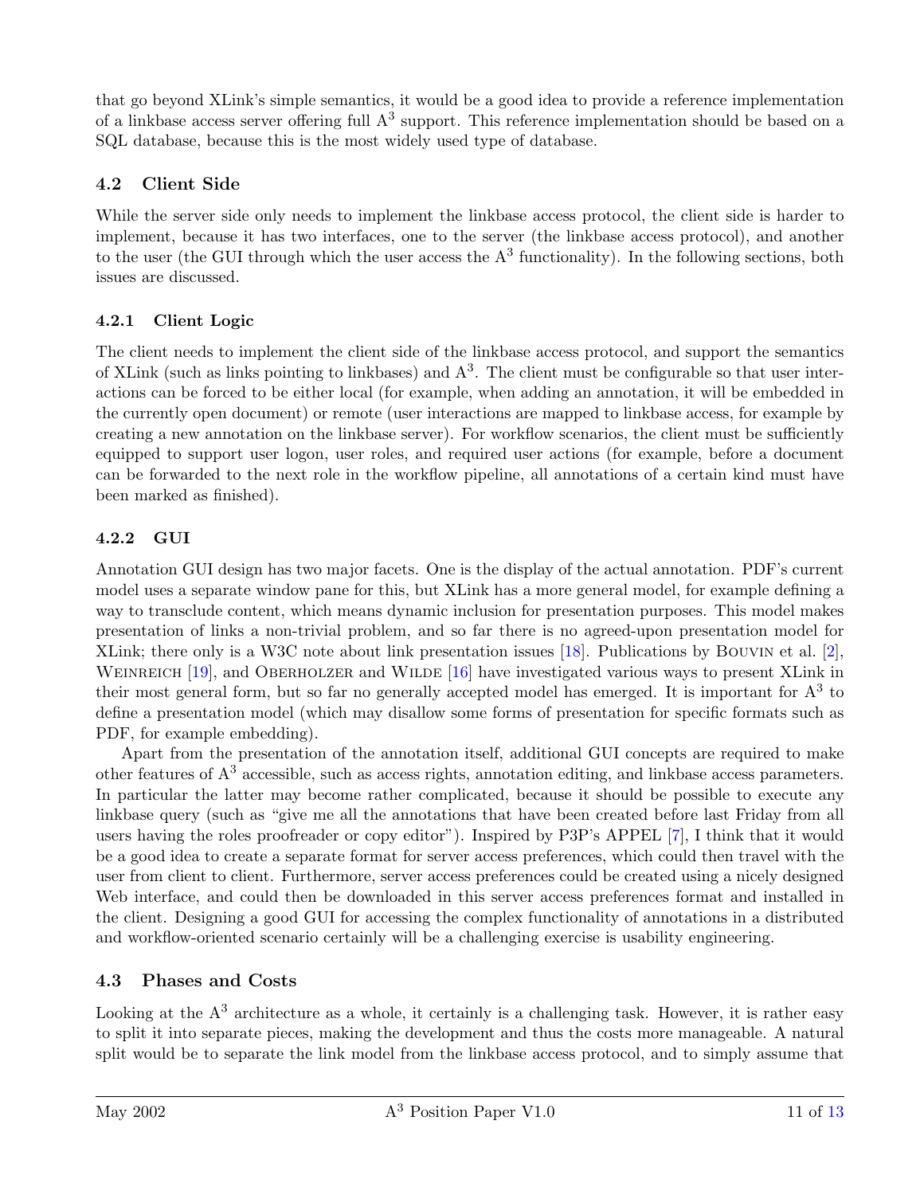that go beyond XLink's simple semantics, it would be a good idea to provide a reference implementation of a linkbase access server offering full $A^3$ support. This reference implementation should be based on a SQL database, because this is the most widely used type of database.

### 4.2 Client Side

While the server side only needs to implement the linkbase access protocol, the client side is harder to implement, because it has two interfaces, one to the server (the linkbase access protocol), and another to the user (the GUI through which the user access the $A^3$ functionality). In the following sections, both issues are discussed.

#### 4.2.1 Client Logic

The client needs to implement the client side of the linkbase access protocol, and support the semantics of XLink (such as links pointing to linkbases) and $A^3$. The client must be configurable so that user interactions can be forced to be either local (for example, when adding an annotation, it will be embedded in the currently open document) or remote (user interactions are mapped to linkbase access, for example by creating a new annotation on the linkbase server). For workflow scenarios, the client must be sufficiently equipped to support user logon, user roles, and required user actions (for example, before a document can be forwarded to the next role in the workflow pipeline, all annotations of a certain kind must have been marked as finished).

#### 4.2.2 GUI

Annotation GUI design has two major facets. One is the display of the actual annotation. PDF's current model uses a separate window pane for this, but XLink has a more general model, for example defining a way to transclude content, which means dynamic inclusion for presentation purposes. This model makes presentation of links a non-trivial problem, and so far there is no agreed-upon presentation model for XLink; there only is a W3C note about link presentation issues [18]. Publications by Bouvin et al. [2], Weinreich [19], and Oberholzer and Wilde [16] have investigated various ways to present XLink in their most general form, but so far no generally accepted model has emerged. It is important for $A^3$ to define a presentation model (which may disallow some forms of presentation for specific formats such as PDF, for example embedding).

Apart from the presentation of the annotation itself, additional GUI concepts are required to make other features of $A^3$ accessible, such as access rights, annotation editing, and linkbase access parameters. In particular the latter may become rather complicated, because it should be possible to execute any linkbase query (such as "give me all the annotations that have been created before last Friday from all users having the roles proofreader or copy editor"). Inspired by P3P's APPEL [7], I think that it would be a good idea to create a separate format for server access preferences, which could then travel with the user from client to client. Furthermore, server access preferences could be created using a nicely designed Web interface, and could then be downloaded in this server access preferences format and installed in the client. Designing a good GUI for accessing the complex functionality of annotations in a distributed and workflow-oriented scenario certainly will be a challenging exercise is usability engineering.

### 4.3 Phases and Costs

Looking at the $A^3$ architecture as a whole, it certainly is a challenging task. However, it is rather easy to split it into separate pieces, making the development and thus the costs more manageable. A natural split would be to separate the link model from the linkbase access protocol, and to simply assume that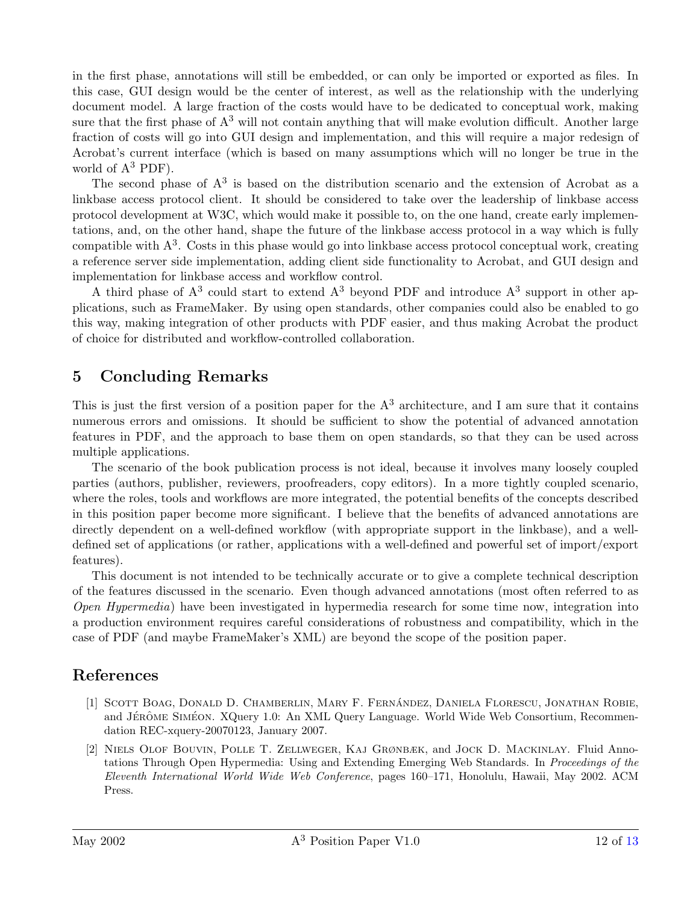in the first phase, annotations will still be embedded, or can only be imported or exported as files. In this case, GUI design would be the center of interest, as well as the relationship with the underlying document model. A large fraction of the costs would have to be dedicated to conceptual work, making sure that the first phase of $A^3$ will not contain anything that will make evolution difficult. Another large fraction of costs will go into GUI design and implementation, and this will require a major redesign of Acrobat's current interface (which is based on many assumptions which will no longer be true in the world of $A^3$ PDF).

The second phase of $A^3$ is based on the distribution scenario and the extension of Acrobat as a linkbase access protocol client. It should be considered to take over the leadership of linkbase access protocol development at W3C, which would make it possible to, on the one hand, create early implementations, and, on the other hand, shape the future of the linkbase access protocol in a way which is fully compatible with $A^3$. Costs in this phase would go into linkbase access protocol conceptual work, creating a reference server side implementation, adding client side functionality to Acrobat, and GUI design and implementation for linkbase access and workflow control.

A third phase of $A^3$ could start to extend $A^3$ beyond PDF and introduce $A^3$ support in other applications, such as FrameMaker. By using open standards, other companies could also be enabled to go this way, making integration of other products with PDF easier, and thus making Acrobat the product of choice for distributed and workflow-controlled collaboration.

## 5 Concluding Remarks

This is just the first version of a position paper for the $A^3$ architecture, and I am sure that it contains numerous errors and omissions. It should be sufficient to show the potential of advanced annotation features in PDF, and the approach to base them on open standards, so that they can be used across multiple applications.

The scenario of the book publication process is not ideal, because it involves many loosely coupled parties (authors, publisher, reviewers, proofreaders, copy editors). In a more tightly coupled scenario, where the roles, tools and workflows are more integrated, the potential benefits of the concepts described in this position paper become more significant. I believe that the benefits of advanced annotations are directly dependent on a well-defined workflow (with appropriate support in the linkbase), and a well-defined set of applications (or rather, applications with a well-defined and powerful set of import/export features).

This document is not intended to be technically accurate or to give a complete technical description of the features discussed in the scenario. Even though advanced annotations (most often referred to as *Open Hypermedia*) have been investigated in hypermedia research for some time now, integration into a production environment requires careful considerations of robustness and compatibility, which in the case of PDF (and maybe FrameMaker's XML) are beyond the scope of the position paper.

## References

[1] Scott Boag, Donald D. Chamberlin, Mary F. Fernández, Daniela Florescu, Jonathan Robie, and Jérôme Siméon. XQuery 1.0: An XML Query Language. World Wide Web Consortium, Recommendation REC-xquery-20070123, January 2007.

[2] Niels Olof Bouvin, Polle T. Zellweger, Kaj Grønbæk, and Jock D. Mackinlay. Fluid Annotations Through Open Hypermedia: Using and Extending Emerging Web Standards. In *Proceedings of the Eleventh International World Wide Web Conference*, pages 160–171, Honolulu, Hawaii, May 2002. ACM Press.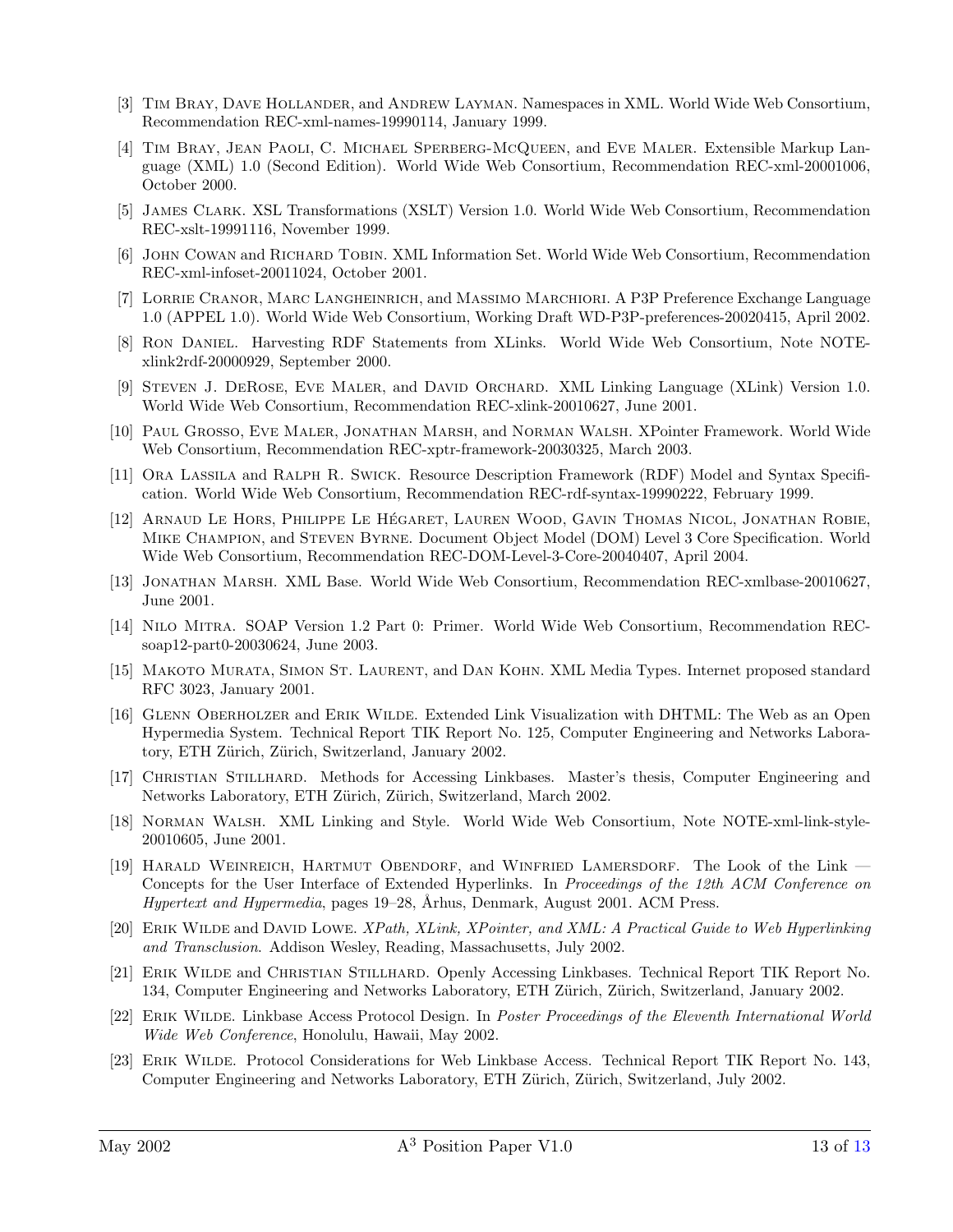[3] Tim Bray, Dave Hollander, and Andrew Layman. Namespaces in XML. World Wide Web Consortium, Recommendation REC-xml-names-19990114, January 1999.

[4] Tim Bray, Jean Paoli, C. Michael Sperberg-McQueen, and Eve Maler. Extensible Markup Language (XML) 1.0 (Second Edition). World Wide Web Consortium, Recommendation REC-xml-20001006, October 2000.

[5] James Clark. XSL Transformations (XSLT) Version 1.0. World Wide Web Consortium, Recommendation REC-xslt-19991116, November 1999.

[6] John Cowan and Richard Tobin. XML Information Set. World Wide Web Consortium, Recommendation REC-xml-infoset-20011024, October 2001.

[7] Lorrie Cranor, Marc Langheinrich, and Massimo Marchiori. A P3P Preference Exchange Language 1.0 (APPEL 1.0). World Wide Web Consortium, Working Draft WD-P3P-preferences-20020415, April 2002.

[8] Ron Daniel. Harvesting RDF Statements from XLinks. World Wide Web Consortium, Note NOTE-xlink2rdf-20000929, September 2000.

[9] Steven J. DeRose, Eve Maler, and David Orchard. XML Linking Language (XLink) Version 1.0. World Wide Web Consortium, Recommendation REC-xlink-20010627, June 2001.

[10] Paul Grosso, Eve Maler, Jonathan Marsh, and Norman Walsh. XPointer Framework. World Wide Web Consortium, Recommendation REC-xptr-framework-20030325, March 2003.

[11] Ora Lassila and Ralph R. Swick. Resource Description Framework (RDF) Model and Syntax Specification. World Wide Web Consortium, Recommendation REC-rdf-syntax-19990222, February 1999.

[12] Arnaud Le Hors, Philippe Le Hégaret, Lauren Wood, Gavin Thomas Nicol, Jonathan Robie, Mike Champion, and Steven Byrne. Document Object Model (DOM) Level 3 Core Specification. World Wide Web Consortium, Recommendation REC-DOM-Level-3-Core-20040407, April 2004.

[13] Jonathan Marsh. XML Base. World Wide Web Consortium, Recommendation REC-xmlbase-20010627, June 2001.

[14] Nilo Mitra. SOAP Version 1.2 Part 0: Primer. World Wide Web Consortium, Recommendation REC-soap12-part0-20030624, June 2003.

[15] Makoto Murata, Simon St. Laurent, and Dan Kohn. XML Media Types. Internet proposed standard RFC 3023, January 2001.

[16] Glenn Oberholzer and Erik Wilde. Extended Link Visualization with DHTML: The Web as an Open Hypermedia System. Technical Report TIK Report No. 125, Computer Engineering and Networks Laboratory, ETH Zürich, Zürich, Switzerland, January 2002.

[17] Christian Stillhard. Methods for Accessing Linkbases. Master's thesis, Computer Engineering and Networks Laboratory, ETH Zürich, Zürich, Switzerland, March 2002.

[18] Norman Walsh. XML Linking and Style. World Wide Web Consortium, Note NOTE-xml-link-style-20010605, June 2001.

[19] Harald Weinreich, Hartmut Obendorf, and Winfried Lamersdorf. The Look of the Link — Concepts for the User Interface of Extended Hyperlinks. In *Proceedings of the 12th ACM Conference on Hypertext and Hypermedia*, pages 19–28, Århus, Denmark, August 2001. ACM Press.

[20] Erik Wilde and David Lowe. *XPath, XLink, XPointer, and XML: A Practical Guide to Web Hyperlinking and Transclusion*. Addison Wesley, Reading, Massachusetts, July 2002.

[21] Erik Wilde and Christian Stillhard. Openly Accessing Linkbases. Technical Report TIK Report No. 134, Computer Engineering and Networks Laboratory, ETH Zürich, Zürich, Switzerland, January 2002.

[22] Erik Wilde. Linkbase Access Protocol Design. In *Poster Proceedings of the Eleventh International World Wide Web Conference*, Honolulu, Hawaii, May 2002.

[23] Erik Wilde. Protocol Considerations for Web Linkbase Access. Technical Report TIK Report No. 143, Computer Engineering and Networks Laboratory, ETH Zürich, Zürich, Switzerland, July 2002.